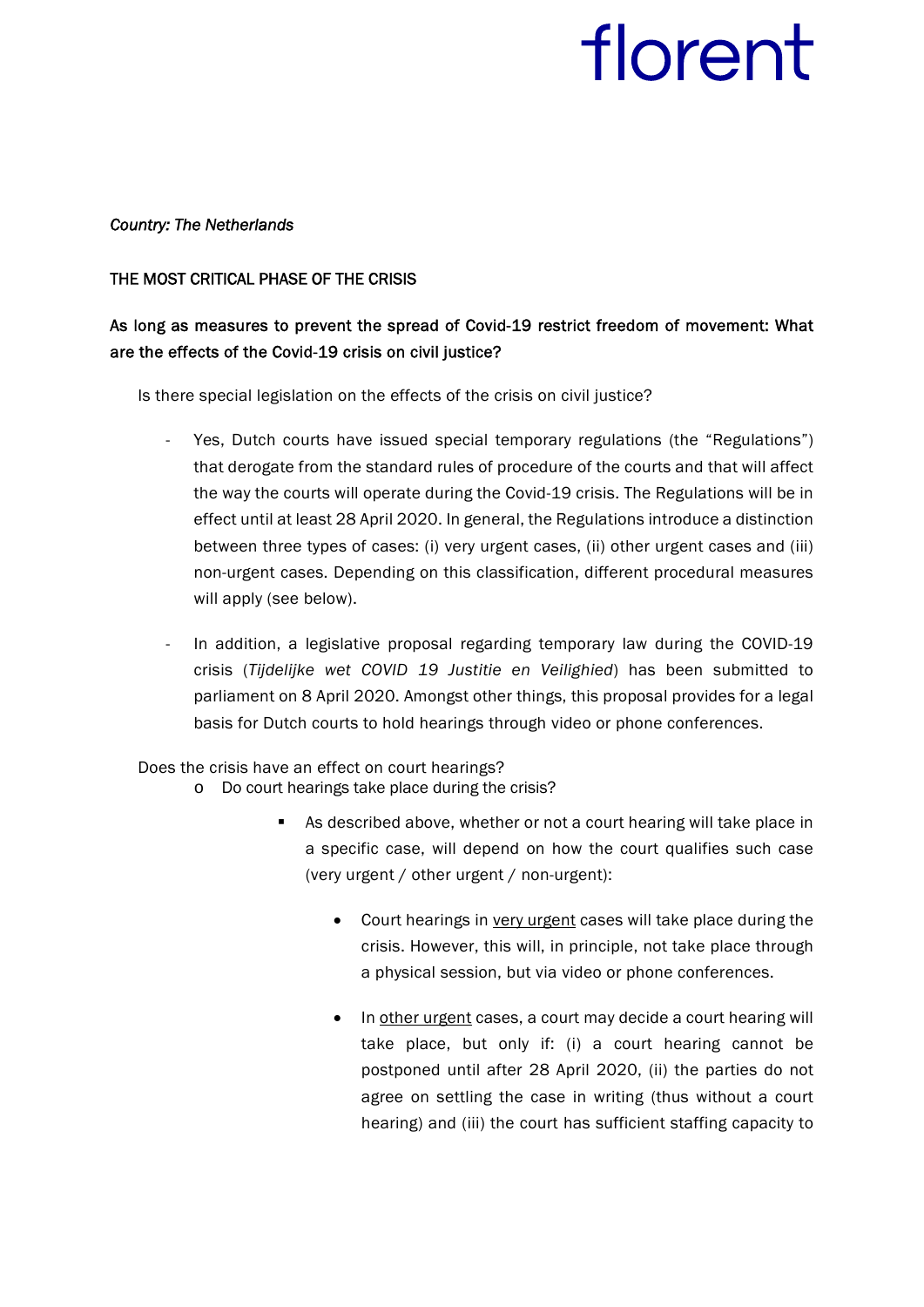# florent

*Country: The Netherlands*

## THE MOST CRITICAL PHASE OF THE CRISIS

### As long as measures to prevent the spread of Covid-19 restrict freedom of movement: What are the effects of the Covid-19 crisis on civil justice?

Is there special legislation on the effects of the crisis on civil justice?

- Yes, Dutch courts have issued special temporary regulations (the "Regulations") that derogate from the standard rules of procedure of the courts and that will affect the way the courts will operate during the Covid-19 crisis. The Regulations will be in effect until at least 28 April 2020. In general, the Regulations introduce a distinction between three types of cases: (i) very urgent cases, (ii) other urgent cases and (iii) non-urgent cases. Depending on this classification, different procedural measures will apply (see below).

- In addition, a legislative proposal regarding temporary law during the COVID-19 crisis (*Tijdelijke wet COVID 19 Justitie en Veilighied*) has been submitted to parliament on 8 April 2020. Amongst other things, this proposal provides for a legal basis for Dutch courts to hold hearings through video or phone conferences.

Does the crisis have an effect on court hearings?

- Do court hearings take place during the crisis?
  - As described above, whether or not a court hearing will take place in a specific case, will depend on how the court qualifies such case (very urgent / other urgent / non-urgent):
    - Court hearings in <u>very urgent</u> cases will take place during the crisis. However, this will, in principle, not take place through a physical session, but via video or phone conferences.
    - In <u>other urgent</u> cases, a court may decide a court hearing will take place, but only if: (i) a court hearing cannot be postponed until after 28 April 2020, (ii) the parties do not agree on settling the case in writing (thus without a court hearing) and (iii) the court has sufficient staffing capacity to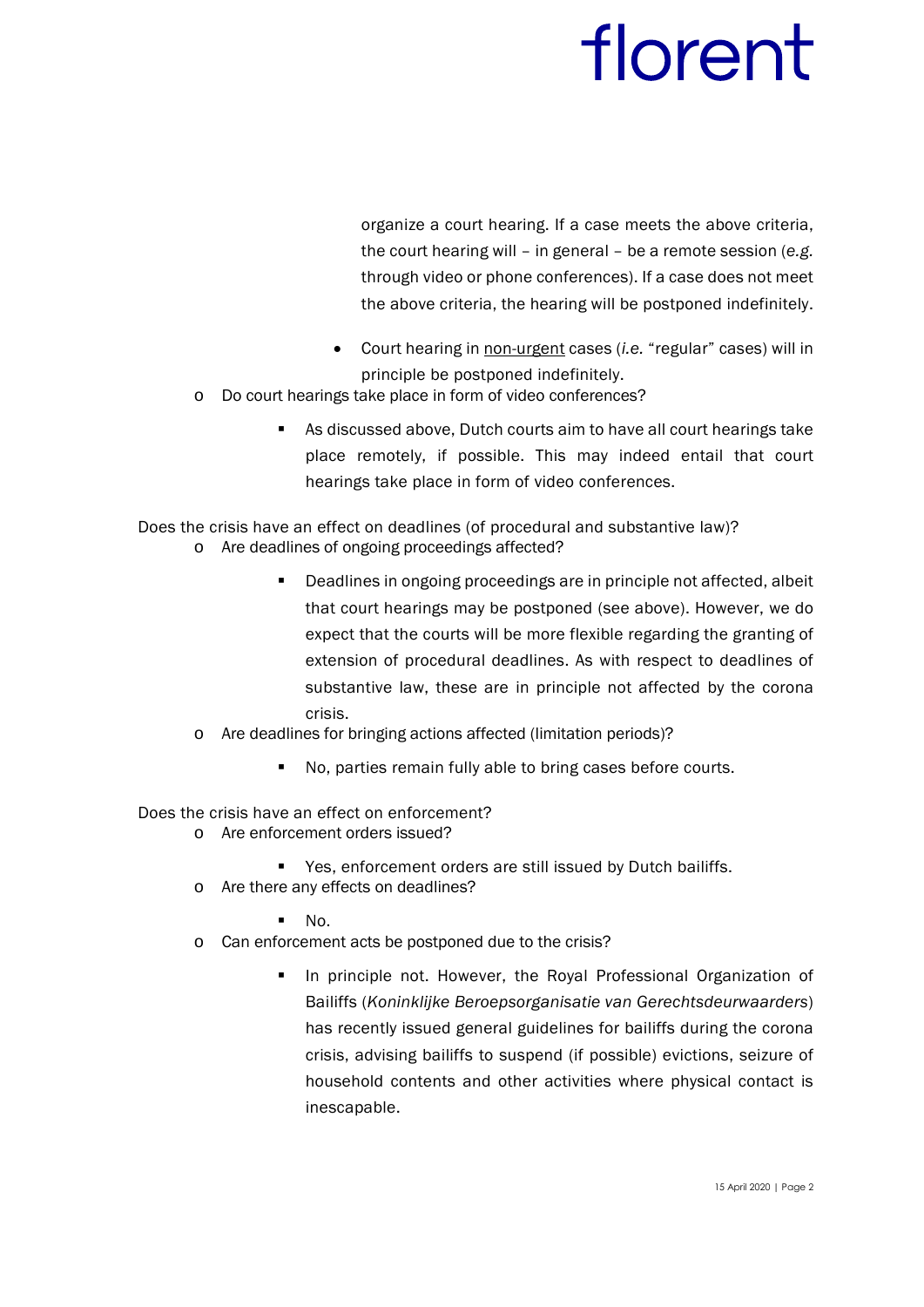organize a court hearing. If a case meets the above criteria, the court hearing will – in general – be a remote session (*e.g.* through video or phone conferences). If a case does not meet the above criteria, the hearing will be postponed indefinitely.

- Court hearing in <u>non-urgent</u> cases (*i.e.* "regular" cases) will in principle be postponed indefinitely.

- Do court hearings take place in form of video conferences?
  - As discussed above, Dutch courts aim to have all court hearings take place remotely, if possible. This may indeed entail that court hearings take place in form of video conferences.

Does the crisis have an effect on deadlines (of procedural and substantive law)?

- Are deadlines of ongoing proceedings affected?
  - Deadlines in ongoing proceedings are in principle not affected, albeit that court hearings may be postponed (see above). However, we do expect that the courts will be more flexible regarding the granting of extension of procedural deadlines. As with respect to deadlines of substantive law, these are in principle not affected by the corona crisis.
- Are deadlines for bringing actions affected (limitation periods)?
  - No, parties remain fully able to bring cases before courts.

Does the crisis have an effect on enforcement?

- Are enforcement orders issued?
  - Yes, enforcement orders are still issued by Dutch bailiffs.
- Are there any effects on deadlines?
  - No.
- Can enforcement acts be postponed due to the crisis?
  - In principle not. However, the Royal Professional Organization of Bailiffs (*Koninklijke Beroepsorganisatie van Gerechtsdeurwaarders*) has recently issued general guidelines for bailiffs during the corona crisis, advising bailiffs to suspend (if possible) evictions, seizure of household contents and other activities where physical contact is inescapable.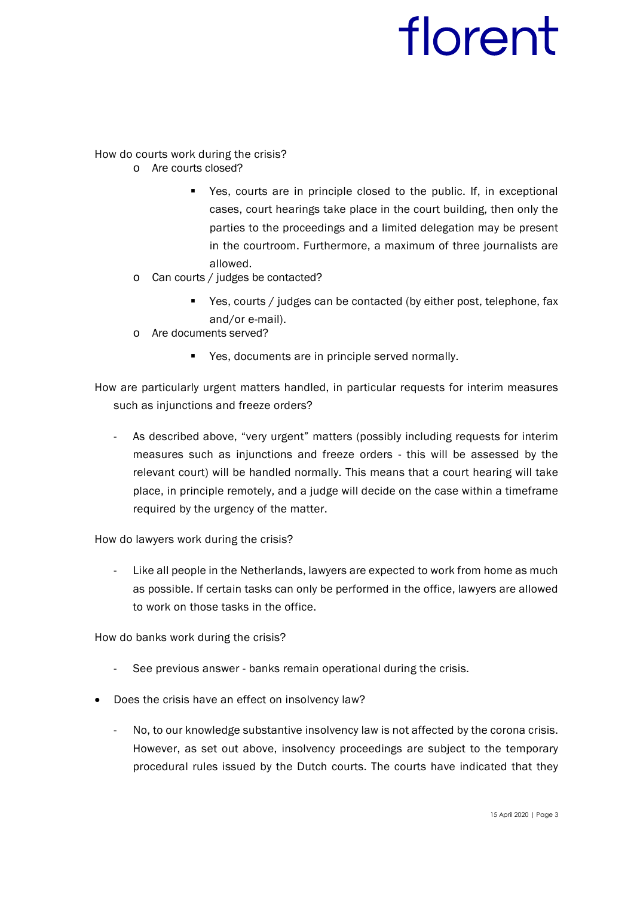How do courts work during the crisis?

- Are courts closed?
  - Yes, courts are in principle closed to the public. If, in exceptional cases, court hearings take place in the court building, then only the parties to the proceedings and a limited delegation may be present in the courtroom. Furthermore, a maximum of three journalists are allowed.
- Can courts / judges be contacted?
  - Yes, courts / judges can be contacted (by either post, telephone, fax and/or e-mail).
- Are documents served?
  - Yes, documents are in principle served normally.

How are particularly urgent matters handled, in particular requests for interim measures such as injunctions and freeze orders?

- As described above, "very urgent" matters (possibly including requests for interim measures such as injunctions and freeze orders - this will be assessed by the relevant court) will be handled normally. This means that a court hearing will take place, in principle remotely, and a judge will decide on the case within a timeframe required by the urgency of the matter.

How do lawyers work during the crisis?

- Like all people in the Netherlands, lawyers are expected to work from home as much as possible. If certain tasks can only be performed in the office, lawyers are allowed to work on those tasks in the office.

How do banks work during the crisis?

- See previous answer - banks remain operational during the crisis.

- Does the crisis have an effect on insolvency law?
  - No, to our knowledge substantive insolvency law is not affected by the corona crisis. However, as set out above, insolvency proceedings are subject to the temporary procedural rules issued by the Dutch courts. The courts have indicated that they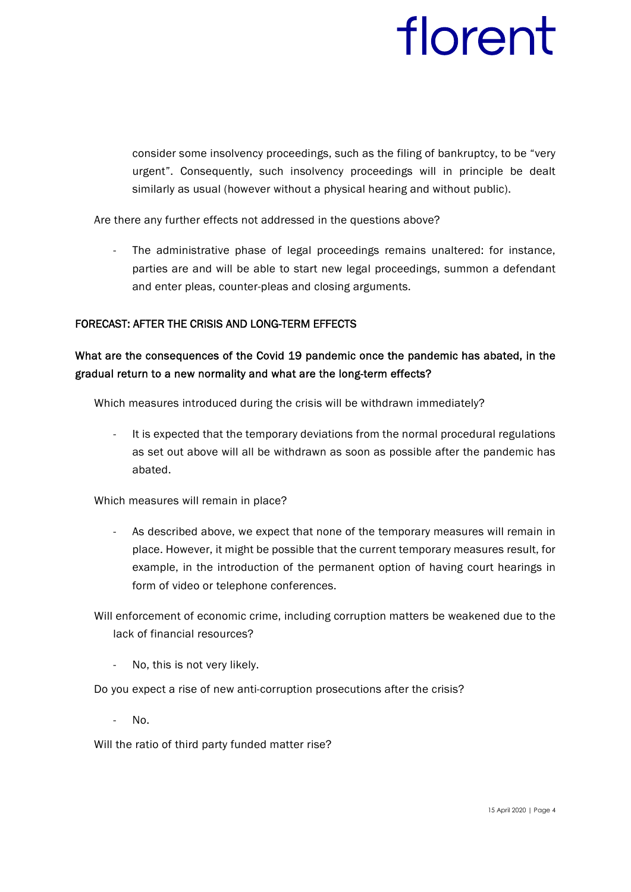consider some insolvency proceedings, such as the filing of bankruptcy, to be "very urgent". Consequently, such insolvency proceedings will in principle be dealt similarly as usual (however without a physical hearing and without public).

Are there any further effects not addressed in the questions above?

- The administrative phase of legal proceedings remains unaltered: for instance, parties are and will be able to start new legal proceedings, summon a defendant and enter pleas, counter-pleas and closing arguments.

## FORECAST: AFTER THE CRISIS AND LONG-TERM EFFECTS

### What are the consequences of the Covid 19 pandemic once the pandemic has abated, in the gradual return to a new normality and what are the long-term effects?

Which measures introduced during the crisis will be withdrawn immediately?

- It is expected that the temporary deviations from the normal procedural regulations as set out above will all be withdrawn as soon as possible after the pandemic has abated.

Which measures will remain in place?

- As described above, we expect that none of the temporary measures will remain in place. However, it might be possible that the current temporary measures result, for example, in the introduction of the permanent option of having court hearings in form of video or telephone conferences.

Will enforcement of economic crime, including corruption matters be weakened due to the lack of financial resources?

- No, this is not very likely.

Do you expect a rise of new anti-corruption prosecutions after the crisis?

- No.

Will the ratio of third party funded matter rise?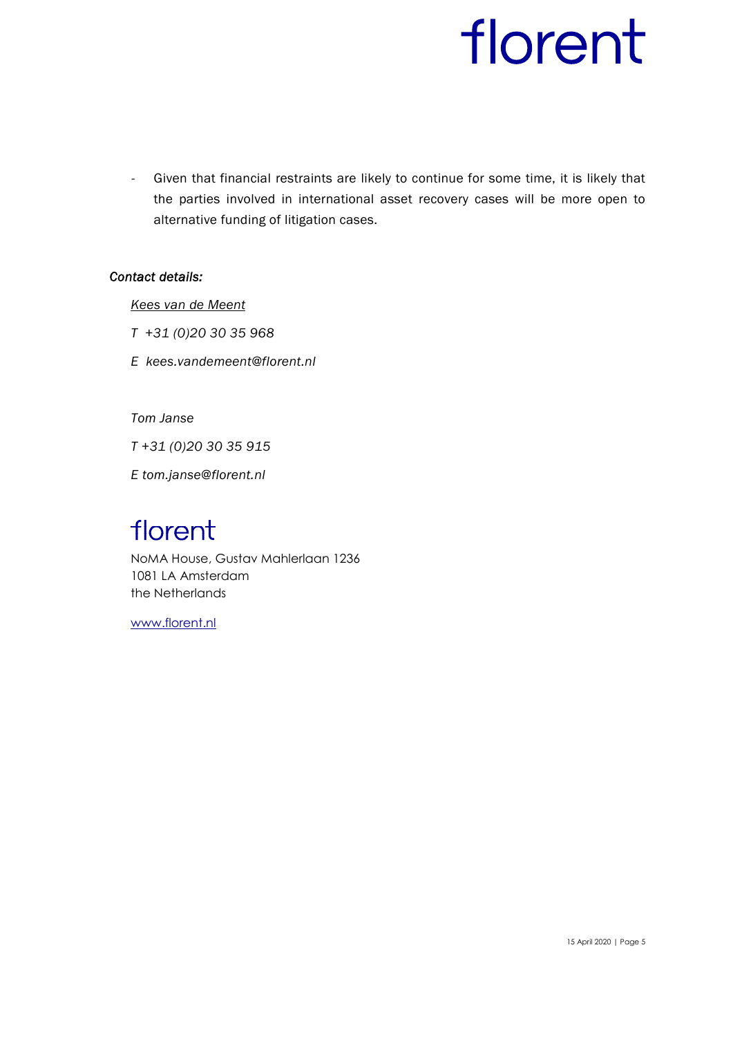- Given that financial restraints are likely to continue for some time, it is likely that the parties involved in international asset recovery cases will be more open to alternative funding of litigation cases.

*Contact details:*

*Kees van de Meent*

*T +31 (0)20 30 35 968*

*E kees.vandemeent@florent.nl*

*Tom Janse*

*T +31 (0)20 30 35 915*

*E tom.janse@florent.nl*

florent

NoMA House, Gustav Mahlerlaan 1236
1081 LA Amsterdam
the Netherlands

www.florent.nl